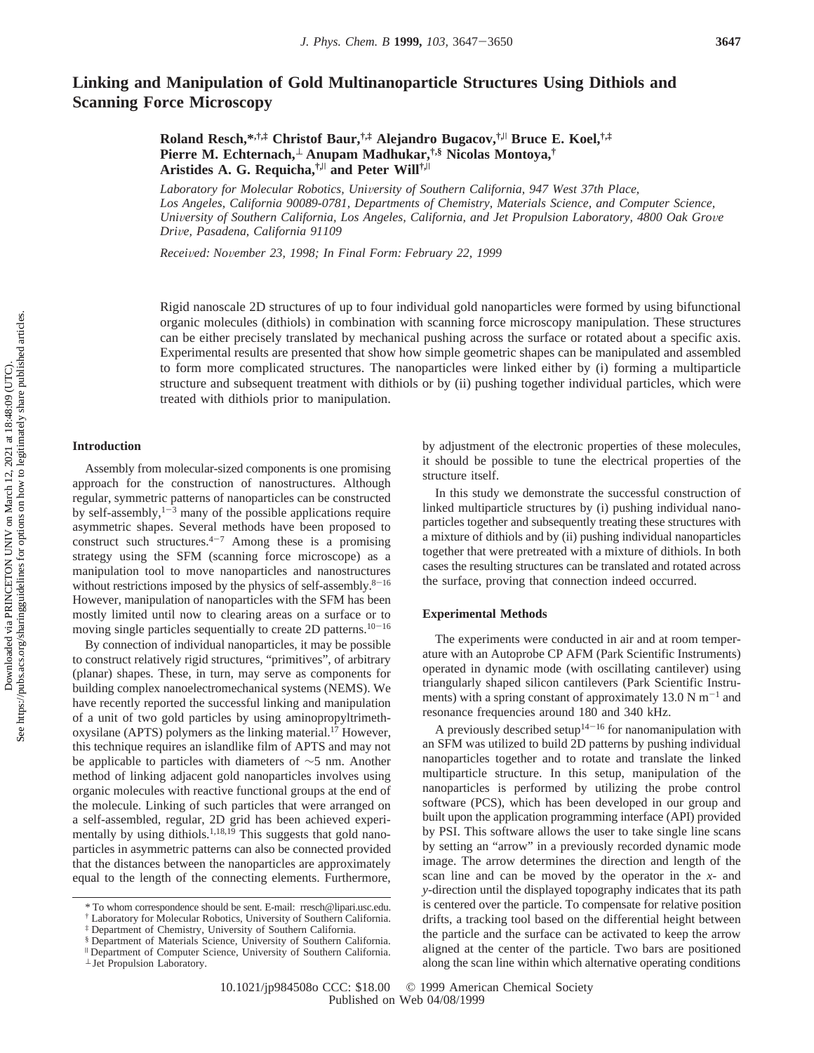# Linking and Manipulation of Gold Multinanoparticle Structures Using Dithiols and Scanning Force Microscopy

**Roland Resch,*,†,‡ Christof Baur,†,‡ Alejandro Bugacov,†,‖ Bruce E. Koel,†,‡ Pierre M. Echternach,⊥ Anupam Madhukar,†,§ Nicolas Montoya,† Aristides A. G. Requicha,†,‖ and Peter Will†,‖**

*Laboratory for Molecular Robotics, University of Southern California, 947 West 37th Place, Los Angeles, California 90089-0781, Departments of Chemistry, Materials Science, and Computer Science, University of Southern California, Los Angeles, California, and Jet Propulsion Laboratory, 4800 Oak Grove Drive, Pasadena, California 91109*

*Received: November 23, 1998; In Final Form: February 22, 1999*

Rigid nanoscale 2D structures of up to four individual gold nanoparticles were formed by using bifunctional organic molecules (dithiols) in combination with scanning force microscopy manipulation. These structures can be either precisely translated by mechanical pushing across the surface or rotated about a specific axis. Experimental results are presented that show how simple geometric shapes can be manipulated and assembled to form more complicated structures. The nanoparticles were linked either by (i) forming a multiparticle structure and subsequent treatment with dithiols or by (ii) pushing together individual particles, which were treated with dithiols prior to manipulation.

## Introduction

Assembly from molecular-sized components is one promising approach for the construction of nanostructures. Although regular, symmetric patterns of nanoparticles can be constructed by self-assembly,[1−3] many of the possible applications require asymmetric shapes. Several methods have been proposed to construct such structures.[4−7] Among these is a promising strategy using the SFM (scanning force microscope) as a manipulation tool to move nanoparticles and nanostructures without restrictions imposed by the physics of self-assembly.[8−16] However, manipulation of nanoparticles with the SFM has been mostly limited until now to clearing areas on a surface or to moving single particles sequentially to create 2D patterns.[10−16]

By connection of individual nanoparticles, it may be possible to construct relatively rigid structures, "primitives", of arbitrary (planar) shapes. These, in turn, may serve as components for building complex nanoelectromechanical systems (NEMS). We have recently reported the successful linking and manipulation of a unit of two gold particles by using aminopropyltrimethoxysilane (APTS) polymers as the linking material.[17] However, this technique requires an islandlike film of APTS and may not be applicable to particles with diameters of ∼5 nm. Another method of linking adjacent gold nanoparticles involves using organic molecules with reactive functional groups at the end of the molecule. Linking of such particles that were arranged on a self-assembled, regular, 2D grid has been achieved experimentally by using dithiols.[1,18,19] This suggests that gold nanoparticles in asymmetric patterns can also be connected provided that the distances between the nanoparticles are approximately equal to the length of the connecting elements. Furthermore, by adjustment of the electronic properties of these molecules, it should be possible to tune the electrical properties of the structure itself.

In this study we demonstrate the successful construction of linked multiparticle structures by (i) pushing individual nanoparticles together and subsequently treating these structures with a mixture of dithiols and by (ii) pushing individual nanoparticles together that were pretreated with a mixture of dithiols. In both cases the resulting structures can be translated and rotated across the surface, proving that connection indeed occurred.

## Experimental Methods

The experiments were conducted in air and at room temperature with an Autoprobe CP AFM (Park Scientific Instruments) operated in dynamic mode (with oscillating cantilever) using triangularly shaped silicon cantilevers (Park Scientific Instruments) with a spring constant of approximately 13.0 N m$^{-1}$ and resonance frequencies around 180 and 340 kHz.

A previously described setup[14−16] for nanomanipulation with an SFM was utilized to build 2D patterns by pushing individual nanoparticles together and to rotate and translate the linked multiparticle structure. In this setup, manipulation of the nanoparticles is performed by utilizing the probe control software (PCS), which has been developed in our group and built upon the application programming interface (API) provided by PSI. This software allows the user to take single line scans by setting an "arrow" in a previously recorded dynamic mode image. The arrow determines the direction and length of the scan line and can be moved by the operator in the *x*- and *y*-direction until the displayed topography indicates that its path is centered over the particle. To compensate for relative position drifts, a tracking tool based on the differential height between the particle and the surface can be activated to keep the arrow aligned at the center of the particle. Two bars are positioned along the scan line within which alternative operating conditions

\* To whom correspondence should be sent. E-mail: rresch@lipari.usc.edu.
† Laboratory for Molecular Robotics, University of Southern California.
‡ Department of Chemistry, University of Southern California.
§ Department of Materials Science, University of Southern California.
‖ Department of Computer Science, University of Southern California.
⊥ Jet Propulsion Laboratory.

10.1021/jp984508o CCC: $18.00 © 1999 American Chemical Society
Published on Web 04/08/1999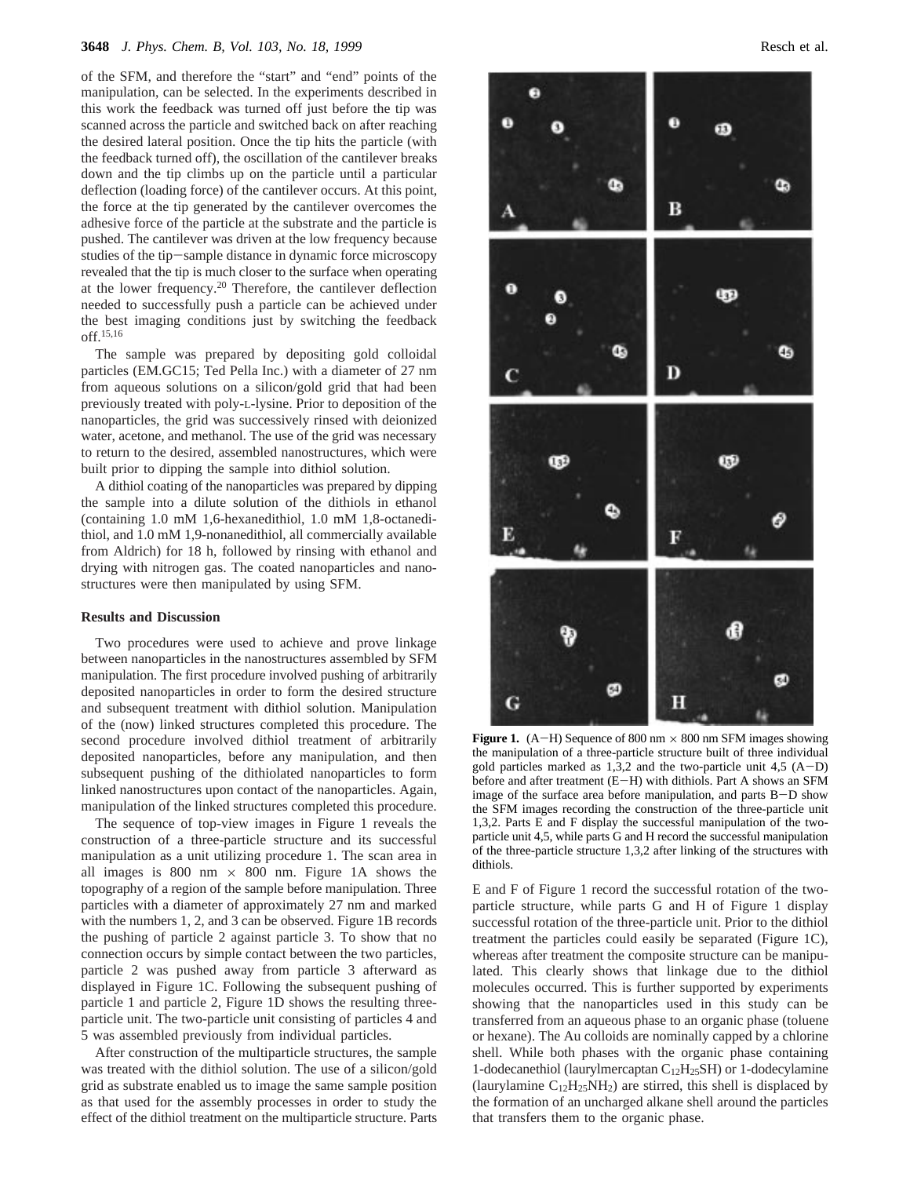of the SFM, and therefore the "start" and "end" points of the manipulation, can be selected. In the experiments described in this work the feedback was turned off just before the tip was scanned across the particle and switched back on after reaching the desired lateral position. Once the tip hits the particle (with the feedback turned off), the oscillation of the cantilever breaks down and the tip climbs up on the particle until a particular deflection (loading force) of the cantilever occurs. At this point, the force at the tip generated by the cantilever overcomes the adhesive force of the particle at the substrate and the particle is pushed. The cantilever was driven at the low frequency because studies of the tip–sample distance in dynamic force microscopy revealed that the tip is much closer to the surface when operating at the lower frequency.[20] Therefore, the cantilever deflection needed to successfully push a particle can be achieved under the best imaging conditions just by switching the feedback off.[15,16]

The sample was prepared by depositing gold colloidal particles (EM.GC15; Ted Pella Inc.) with a diameter of 27 nm from aqueous solutions on a silicon/gold grid that had been previously treated with poly-L-lysine. Prior to deposition of the nanoparticles, the grid was successively rinsed with deionized water, acetone, and methanol. The use of the grid was necessary to return to the desired, assembled nanostructures, which were built prior to dipping the sample into dithiol solution.

A dithiol coating of the nanoparticles was prepared by dipping the sample into a dilute solution of the dithiols in ethanol (containing 1.0 mM 1,6-hexanedithiol, 1.0 mM 1,8-octanedithiol, and 1.0 mM 1,9-nonanedithiol, all commercially available from Aldrich) for 18 h, followed by rinsing with ethanol and drying with nitrogen gas. The coated nanoparticles and nanostructures were then manipulated by using SFM.

### Results and Discussion

Two procedures were used to achieve and prove linkage between nanoparticles in the nanostructures assembled by SFM manipulation. The first procedure involved pushing of arbitrarily deposited nanoparticles in order to form the desired structure and subsequent treatment with dithiol solution. Manipulation of the (now) linked structures completed this procedure. The second procedure involved dithiol treatment of arbitrarily deposited nanoparticles, before any manipulation, and then subsequent pushing of the dithiolated nanoparticles to form linked nanostructures upon contact of the nanoparticles. Again, manipulation of the linked structures completed this procedure.

The sequence of top-view images in Figure 1 reveals the construction of a three-particle structure and its successful manipulation as a unit utilizing procedure 1. The scan area in all images is 800 nm × 800 nm. Figure 1A shows the topography of a region of the sample before manipulation. Three particles with a diameter of approximately 27 nm and marked with the numbers 1, 2, and 3 can be observed. Figure 1B records the pushing of particle 2 against particle 3. To show that no connection occurs by simple contact between the two particles, particle 2 was pushed away from particle 3 afterward as displayed in Figure 1C. Following the subsequent pushing of particle 1 and particle 2, Figure 1D shows the resulting three-particle unit. The two-particle unit consisting of particles 4 and 5 was assembled previously from individual particles.

After construction of the multiparticle structures, the sample was treated with the dithiol solution. The use of a silicon/gold grid as substrate enabled us to image the same sample position as that used for the assembly processes in order to study the effect of the dithiol treatment on the multiparticle structure. Parts E and F of Figure 1 record the successful rotation of the two-particle structure, while parts G and H of Figure 1 display successful rotation of the three-particle unit. Prior to the dithiol treatment the particles could easily be separated (Figure 1C), whereas after treatment the composite structure can be manipulated. This clearly shows that linkage due to the dithiol molecules occurred. This is further supported by experiments showing that the nanoparticles used in this study can be transferred from an aqueous phase to an organic phase (toluene or hexane). The Au colloids are nominally capped by a chlorine shell. While both phases with the organic phase containing 1-dodecanethiol (laurylmercaptan $C_{12}H_{25}SH$) or 1-dodecylamine (laurylamine $C_{12}H_{25}NH_2$) are stirred, this shell is displaced by the formation of an uncharged alkane shell around the particles that transfers them to the organic phase.

**Figure 1.** (A–H) Sequence of 800 nm × 800 nm SFM images showing the manipulation of a three-particle structure built of three individual gold particles marked as 1,3,2 and the two-particle unit 4,5 (A–D) before and after treatment (E–H) with dithiols. Part A shows an SFM image of the surface area before manipulation, and parts B–D show the SFM images recording the construction of the three-particle unit 1,3,2. Parts E and F display the successful manipulation of the two-particle unit 4,5, while parts G and H record the successful manipulation of the three-particle structure 1,3,2 after linking of the structures with dithiols.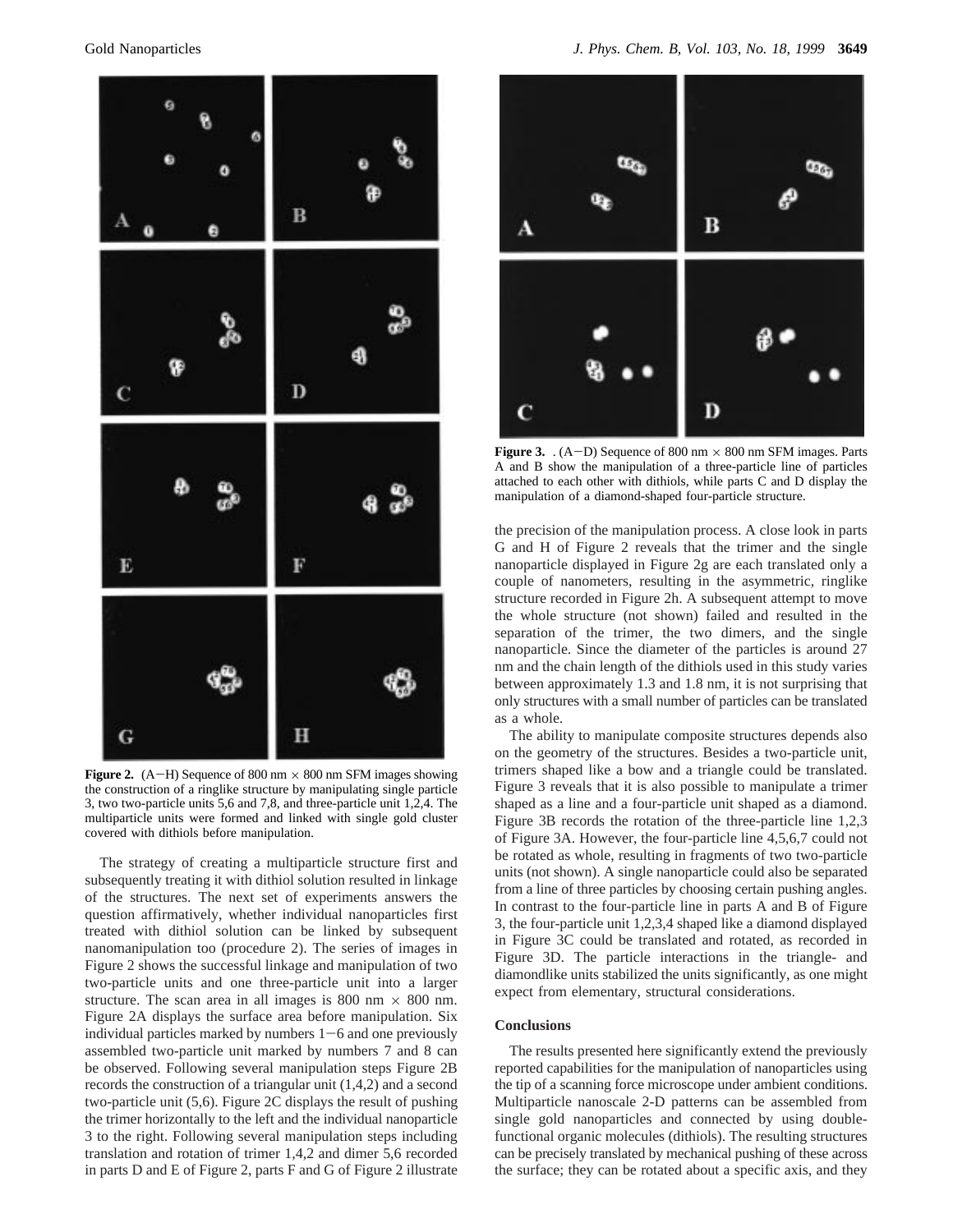**Figure 2.** (A−H) Sequence of 800 nm × 800 nm SFM images showing the construction of a ringlike structure by manipulating single particle 3, two two-particle units 5,6 and 7,8, and three-particle unit 1,2,4. The multiparticle units were formed and linked with single gold cluster covered with dithiols before manipulation.

The strategy of creating a multiparticle structure first and subsequently treating it with dithiol solution resulted in linkage of the structures. The next set of experiments answers the question affirmatively, whether individual nanoparticles first treated with dithiol solution can be linked by subsequent nanomanipulation too (procedure 2). The series of images in Figure 2 shows the successful linkage and manipulation of two two-particle units and one three-particle unit into a larger structure. The scan area in all images is 800 nm × 800 nm. Figure 2A displays the surface area before manipulation. Six individual particles marked by numbers 1−6 and one previously assembled two-particle unit marked by numbers 7 and 8 can be observed. Following several manipulation steps Figure 2B records the construction of a triangular unit (1,4,2) and a second two-particle unit (5,6). Figure 2C displays the result of pushing the trimer horizontally to the left and the individual nanoparticle 3 to the right. Following several manipulation steps including translation and rotation of trimer 1,4,2 and dimer 5,6 recorded in parts D and E of Figure 2, parts F and G of Figure 2 illustrate the precision of the manipulation process. A close look in parts G and H of Figure 2 reveals that the trimer and the single nanoparticle displayed in Figure 2g are each translated only a couple of nanometers, resulting in the asymmetric, ringlike structure recorded in Figure 2h. A subsequent attempt to move the whole structure (not shown) failed and resulted in the separation of the trimer, the two dimers, and the single nanoparticle. Since the diameter of the particles is around 27 nm and the chain length of the dithiols used in this study varies between approximately 1.3 and 1.8 nm, it is not surprising that only structures with a small number of particles can be translated as a whole.

**Figure 3.** . (A−D) Sequence of 800 nm × 800 nm SFM images. Parts A and B show the manipulation of a three-particle line of particles attached to each other with dithiols, while parts C and D display the manipulation of a diamond-shaped four-particle structure.

The ability to manipulate composite structures depends also on the geometry of the structures. Besides a two-particle unit, trimers shaped like a bow and a triangle could be translated. Figure 3 reveals that it is also possible to manipulate a trimer shaped as a line and a four-particle unit shaped as a diamond. Figure 3B records the rotation of the three-particle line 1,2,3 of Figure 3A. However, the four-particle line 4,5,6,7 could not be rotated as whole, resulting in fragments of two two-particle units (not shown). A single nanoparticle could also be separated from a line of three particles by choosing certain pushing angles. In contrast to the four-particle line in parts A and B of Figure 3, the four-particle unit 1,2,3,4 shaped like a diamond displayed in Figure 3C could be translated and rotated, as recorded in Figure 3D. The particle interactions in the triangle- and diamondlike units stabilized the units significantly, as one might expect from elementary, structural considerations.

## Conclusions

The results presented here significantly extend the previously reported capabilities for the manipulation of nanoparticles using the tip of a scanning force microscope under ambient conditions. Multiparticle nanoscale 2-D patterns can be assembled from single gold nanoparticles and connected by using double-functional organic molecules (dithiols). The resulting structures can be precisely translated by mechanical pushing of these across the surface; they can be rotated about a specific axis, and they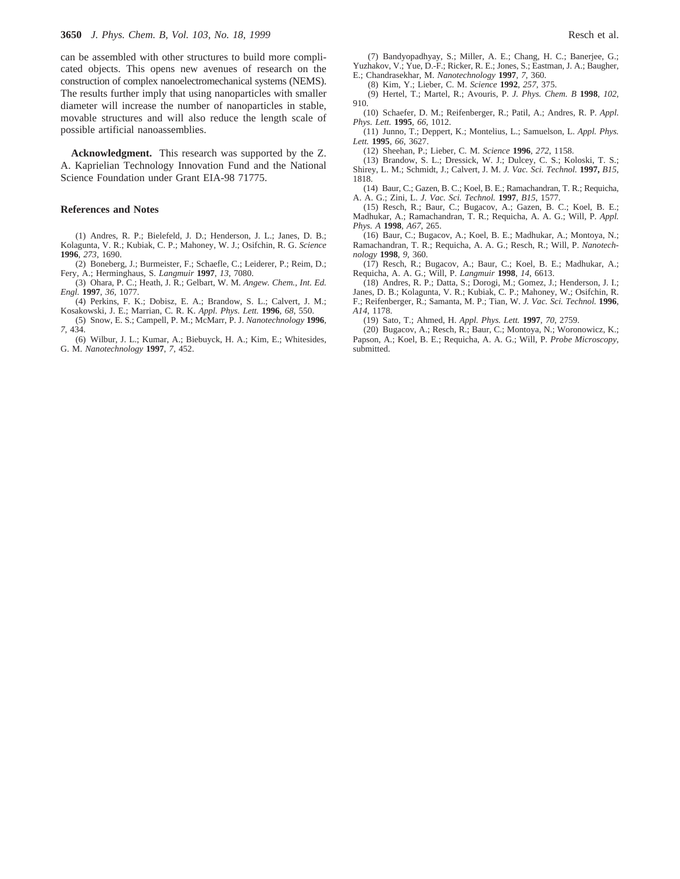can be assembled with other structures to build more complicated objects. This opens new avenues of research on the construction of complex nanoelectromechanical systems (NEMS). The results further imply that using nanoparticles with smaller diameter will increase the number of nanoparticles in stable, movable structures and will also reduce the length scale of possible artificial nanoassemblies.

**Acknowledgment.** This research was supported by the Z. A. Kaprielian Technology Innovation Fund and the National Science Foundation under Grant EIA-98 71775.

### References and Notes

(1) Andres, R. P.; Bielefeld, J. D.; Henderson, J. L.; Janes, D. B.; Kolagunta, V. R.; Kubiak, C. P.; Mahoney, W. J.; Osifchin, R. G. *Science* **1996**, *273*, 1690.

(2) Boneberg, J.; Burmeister, F.; Schaefle, C.; Leiderer, P.; Reim, D.; Fery, A.; Herminghaus, S. *Langmuir* **1997**, *13*, 7080.

(3) Ohara, P. C.; Heath, J. R.; Gelbart, W. M. *Angew. Chem., Int. Ed. Engl.* **1997**, *36*, 1077.

(4) Perkins, F. K.; Dobisz, E. A.; Brandow, S. L.; Calvert, J. M.; Kosakowski, J. E.; Marrian, C. R. K. *Appl. Phys. Lett.* **1996**, *68*, 550.

(5) Snow, E. S.; Campell, P. M.; McMarr, P. J. *Nanotechnology* **1996**, *7*, 434.

(6) Wilbur, J. L.; Kumar, A.; Biebuyck, H. A.; Kim, E.; Whitesides, G. M. *Nanotechnology* **1997**, *7*, 452.

(7) Bandyopadhyay, S.; Miller, A. E.; Chang, H. C.; Banerjee, G.; Yuzhakov, V.; Yue, D.-F.; Ricker, R. E.; Jones, S.; Eastman, J. A.; Baugher, E.; Chandrasekhar, M. *Nanotechnology* **1997**, *7*, 360.

(8) Kim, Y.; Lieber, C. M. *Science* **1992**, *257*, 375.

(9) Hertel, T.; Martel, R.; Avouris, P. *J. Phys. Chem. B* **1998**, *102*, 910.

(10) Schaefer, D. M.; Reifenberger, R.; Patil, A.; Andres, R. P. *Appl. Phys. Lett.* **1995**, *66*, 1012.

(11) Junno, T.; Deppert, K.; Montelius, L.; Samuelson, L. *Appl. Phys. Lett.* **1995**, *66*, 3627.

(12) Sheehan, P.; Lieber, C. M. *Science* **1996**, *272*, 1158.

(13) Brandow, S. L.; Dressick, W. J.; Dulcey, C. S.; Koloski, T. S.; Shirey, L. M.; Schmidt, J.; Calvert, J. M. *J. Vac. Sci. Technol.* **1997,** *B15*, 1818.

(14) Baur, C.; Gazen, B. C.; Koel, B. E.; Ramachandran, T. R.; Requicha, A. A. G.; Zini, L. *J. Vac. Sci. Technol.* **1997**, *B15*, 1577.

(15) Resch, R.; Baur, C.; Bugacov, A.; Gazen, B. C.; Koel, B. E.; Madhukar, A.; Ramachandran, T. R.; Requicha, A. A. G.; Will, P. *Appl. Phys. A* **1998**, *A67*, 265.

(16) Baur, C.; Bugacov, A.; Koel, B. E.; Madhukar, A.; Montoya, N.; Ramachandran, T. R.; Requicha, A. A. G.; Resch, R.; Will, P. *Nanotechnology* **1998**, *9*, 360.

(17) Resch, R.; Bugacov, A.; Baur, C.; Koel, B. E.; Madhukar, A.; Requicha, A. A. G.; Will, P. *Langmuir* **1998**, *14*, 6613.

(18) Andres, R. P.; Datta, S.; Dorogi, M.; Gomez, J.; Henderson, J. I.; Janes, D. B.; Kolagunta, V. R.; Kubiak, C. P.; Mahoney, W.; Osifchin, R. F.; Reifenberger, R.; Samanta, M. P.; Tian, W. *J. Vac. Sci. Technol.* **1996**, *A14*, 1178.

(19) Sato, T.; Ahmed, H. *Appl. Phys. Lett.* **1997**, *70*, 2759.

(20) Bugacov, A.; Resch, R.; Baur, C.; Montoya, N.; Woronowicz, K.; Papson, A.; Koel, B. E.; Requicha, A. A. G.; Will, P. *Probe Microscopy*, submitted.